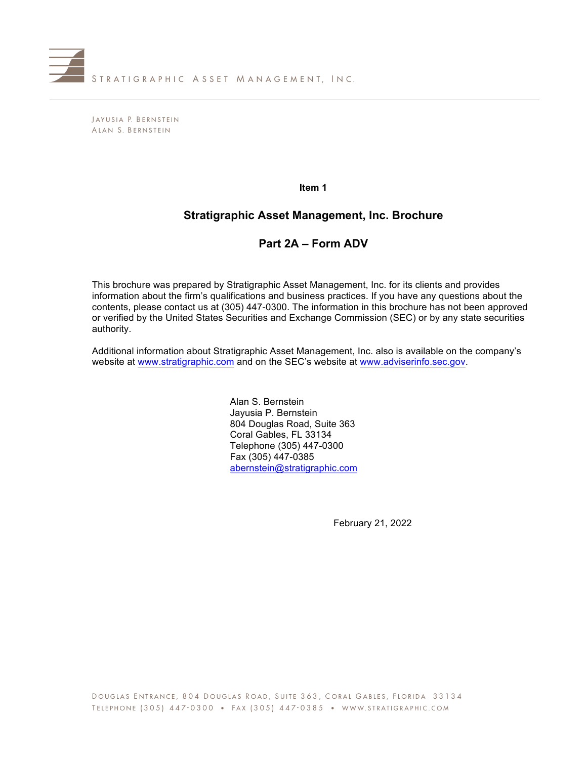STRATIGRAPHIC ASSET MANAGEMENT, INC.

JAYUSIA P. BERNSTEIN
ALAN S. BERNSTEIN

**Item 1**

# Stratigraphic Asset Management, Inc. Brochure

## Part 2A – Form ADV

This brochure was prepared by Stratigraphic Asset Management, Inc. for its clients and provides information about the firm's qualifications and business practices. If you have any questions about the contents, please contact us at (305) 447-0300. The information in this brochure has not been approved or verified by the United States Securities and Exchange Commission (SEC) or by any state securities authority.

Additional information about Stratigraphic Asset Management, Inc. also is available on the company's website at www.stratigraphic.com and on the SEC's website at www.adviserinfo.sec.gov.

Alan S. Bernstein
Jayusia P. Bernstein
804 Douglas Road, Suite 363
Coral Gables, FL 33134
Telephone (305) 447-0300
Fax (305) 447-0385
abernstein@stratigraphic.com

February 21, 2022

DOUGLAS ENTRANCE, 804 DOUGLAS ROAD, SUITE 363, CORAL GABLES, FLORIDA 33134
TELEPHONE (305) 447-0300 • FAX (305) 447-0385 • WWW.STRATIGRAPHIC.COM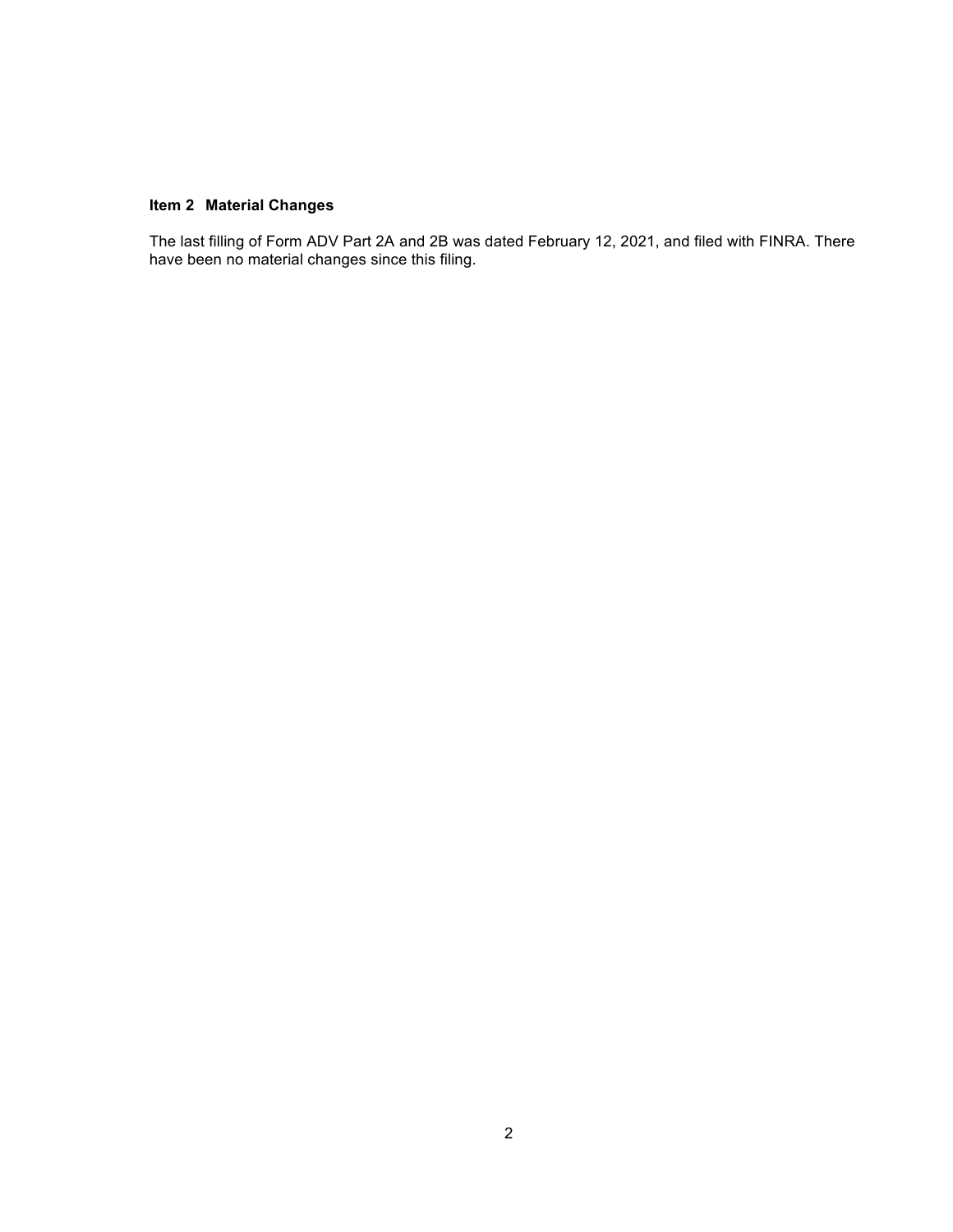## Item 2 Material Changes

The last filling of Form ADV Part 2A and 2B was dated February 12, 2021, and filed with FINRA. There have been no material changes since this filing.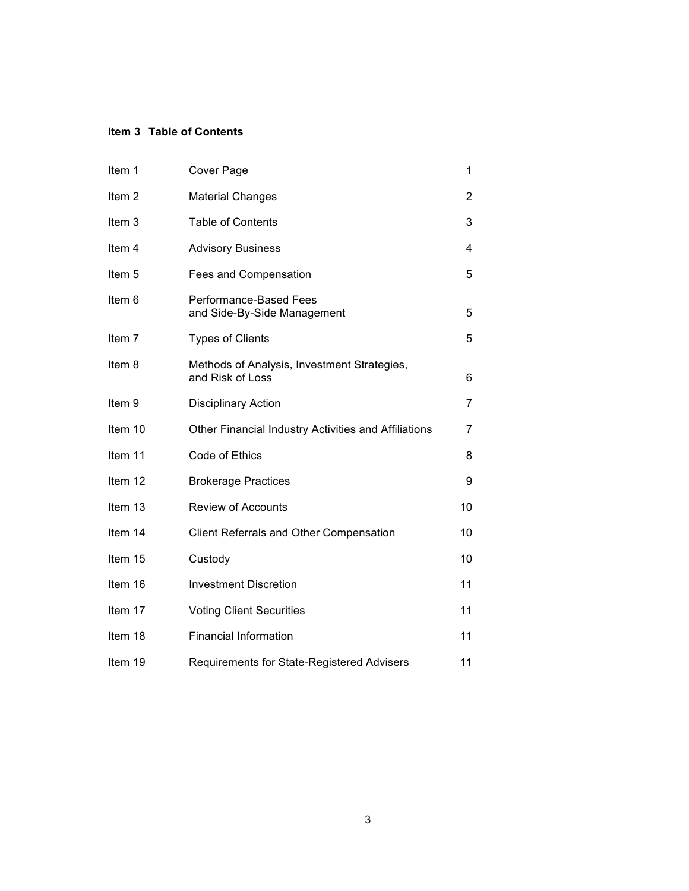## Item 3 Table of Contents

| | | |
|---|---|---|
| Item 1 | Cover Page | 1 |
| Item 2 | Material Changes | 2 |
| Item 3 | Table of Contents | 3 |
| Item 4 | Advisory Business | 4 |
| Item 5 | Fees and Compensation | 5 |
| Item 6 | Performance-Based Fees and Side-By-Side Management | 5 |
| Item 7 | Types of Clients | 5 |
| Item 8 | Methods of Analysis, Investment Strategies, and Risk of Loss | 6 |
| Item 9 | Disciplinary Action | 7 |
| Item 10 | Other Financial Industry Activities and Affiliations | 7 |
| Item 11 | Code of Ethics | 8 |
| Item 12 | Brokerage Practices | 9 |
| Item 13 | Review of Accounts | 10 |
| Item 14 | Client Referrals and Other Compensation | 10 |
| Item 15 | Custody | 10 |
| Item 16 | Investment Discretion | 11 |
| Item 17 | Voting Client Securities | 11 |
| Item 18 | Financial Information | 11 |
| Item 19 | Requirements for State-Registered Advisers | 11 |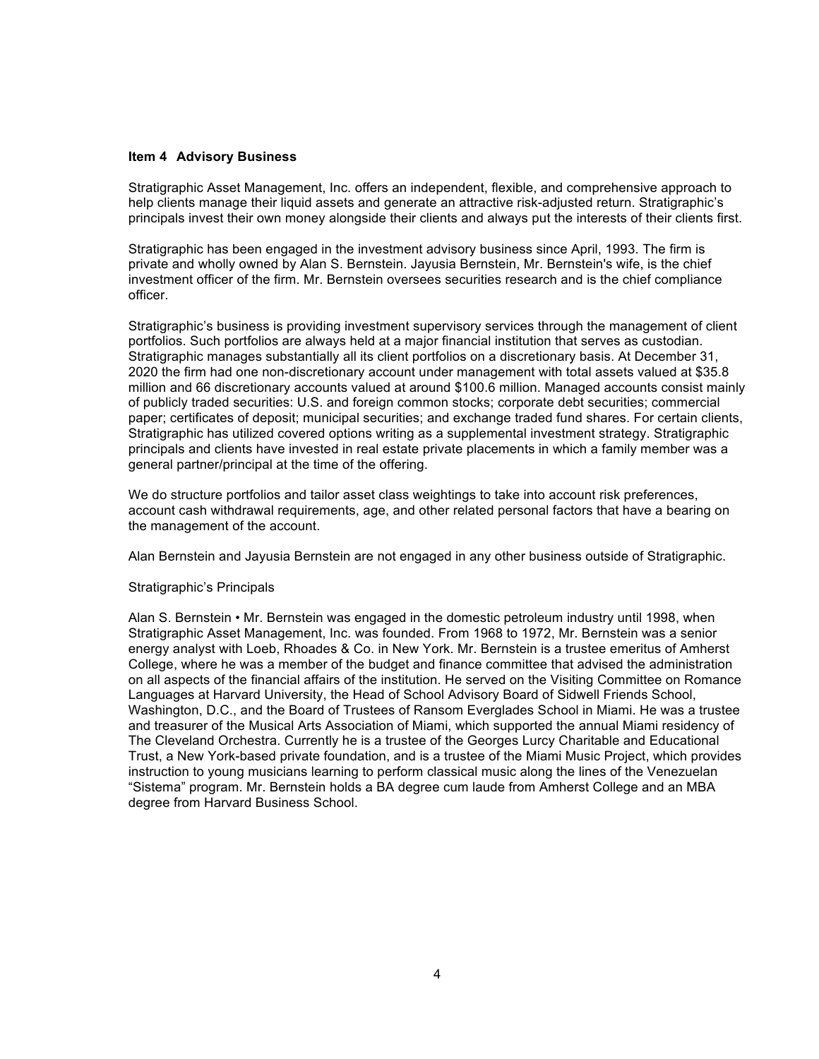## Item 4 Advisory Business

Stratigraphic Asset Management, Inc. offers an independent, flexible, and comprehensive approach to help clients manage their liquid assets and generate an attractive risk-adjusted return. Stratigraphic's principals invest their own money alongside their clients and always put the interests of their clients first.

Stratigraphic has been engaged in the investment advisory business since April, 1993. The firm is private and wholly owned by Alan S. Bernstein. Jayusia Bernstein, Mr. Bernstein's wife, is the chief investment officer of the firm. Mr. Bernstein oversees securities research and is the chief compliance officer.

Stratigraphic's business is providing investment supervisory services through the management of client portfolios. Such portfolios are always held at a major financial institution that serves as custodian. Stratigraphic manages substantially all its client portfolios on a discretionary basis. At December 31, 2020 the firm had one non-discretionary account under management with total assets valued at $35.8 million and 66 discretionary accounts valued at around $100.6 million. Managed accounts consist mainly of publicly traded securities: U.S. and foreign common stocks; corporate debt securities; commercial paper; certificates of deposit; municipal securities; and exchange traded fund shares. For certain clients, Stratigraphic has utilized covered options writing as a supplemental investment strategy. Stratigraphic principals and clients have invested in real estate private placements in which a family member was a general partner/principal at the time of the offering.

We do structure portfolios and tailor asset class weightings to take into account risk preferences, account cash withdrawal requirements, age, and other related personal factors that have a bearing on the management of the account.

Alan Bernstein and Jayusia Bernstein are not engaged in any other business outside of Stratigraphic.

Stratigraphic's Principals

Alan S. Bernstein • Mr. Bernstein was engaged in the domestic petroleum industry until 1998, when Stratigraphic Asset Management, Inc. was founded. From 1968 to 1972, Mr. Bernstein was a senior energy analyst with Loeb, Rhoades & Co. in New York. Mr. Bernstein is a trustee emeritus of Amherst College, where he was a member of the budget and finance committee that advised the administration on all aspects of the financial affairs of the institution. He served on the Visiting Committee on Romance Languages at Harvard University, the Head of School Advisory Board of Sidwell Friends School, Washington, D.C., and the Board of Trustees of Ransom Everglades School in Miami. He was a trustee and treasurer of the Musical Arts Association of Miami, which supported the annual Miami residency of The Cleveland Orchestra. Currently he is a trustee of the Georges Lurcy Charitable and Educational Trust, a New York-based private foundation, and is a trustee of the Miami Music Project, which provides instruction to young musicians learning to perform classical music along the lines of the Venezuelan "Sistema" program. Mr. Bernstein holds a BA degree cum laude from Amherst College and an MBA degree from Harvard Business School.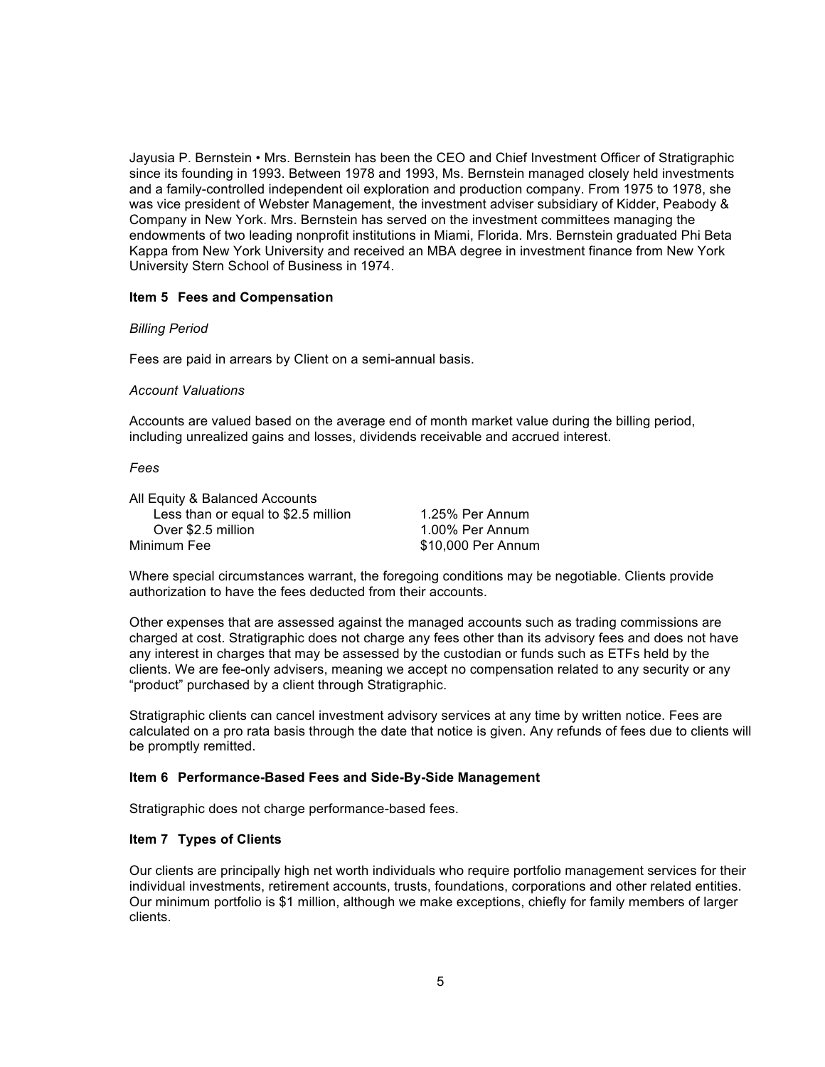Jayusia P. Bernstein • Mrs. Bernstein has been the CEO and Chief Investment Officer of Stratigraphic since its founding in 1993. Between 1978 and 1993, Ms. Bernstein managed closely held investments and a family-controlled independent oil exploration and production company. From 1975 to 1978, she was vice president of Webster Management, the investment adviser subsidiary of Kidder, Peabody & Company in New York. Mrs. Bernstein has served on the investment committees managing the endowments of two leading nonprofit institutions in Miami, Florida. Mrs. Bernstein graduated Phi Beta Kappa from New York University and received an MBA degree in investment finance from New York University Stern School of Business in 1974.

## Item 5 Fees and Compensation

*Billing Period*

Fees are paid in arrears by Client on a semi-annual basis.

*Account Valuations*

Accounts are valued based on the average end of month market value during the billing period, including unrealized gains and losses, dividends receivable and accrued interest.

*Fees*

| All Equity & Balanced Accounts | |
|---|---|
| Less than or equal to $2.5 million | 1.25% Per Annum |
| Over $2.5 million | 1.00% Per Annum |
| Minimum Fee | $10,000 Per Annum |

Where special circumstances warrant, the foregoing conditions may be negotiable. Clients provide authorization to have the fees deducted from their accounts.

Other expenses that are assessed against the managed accounts such as trading commissions are charged at cost. Stratigraphic does not charge any fees other than its advisory fees and does not have any interest in charges that may be assessed by the custodian or funds such as ETFs held by the clients. We are fee-only advisers, meaning we accept no compensation related to any security or any "product" purchased by a client through Stratigraphic.

Stratigraphic clients can cancel investment advisory services at any time by written notice. Fees are calculated on a pro rata basis through the date that notice is given. Any refunds of fees due to clients will be promptly remitted.

## Item 6 Performance-Based Fees and Side-By-Side Management

Stratigraphic does not charge performance-based fees.

## Item 7 Types of Clients

Our clients are principally high net worth individuals who require portfolio management services for their individual investments, retirement accounts, trusts, foundations, corporations and other related entities. Our minimum portfolio is $1 million, although we make exceptions, chiefly for family members of larger clients.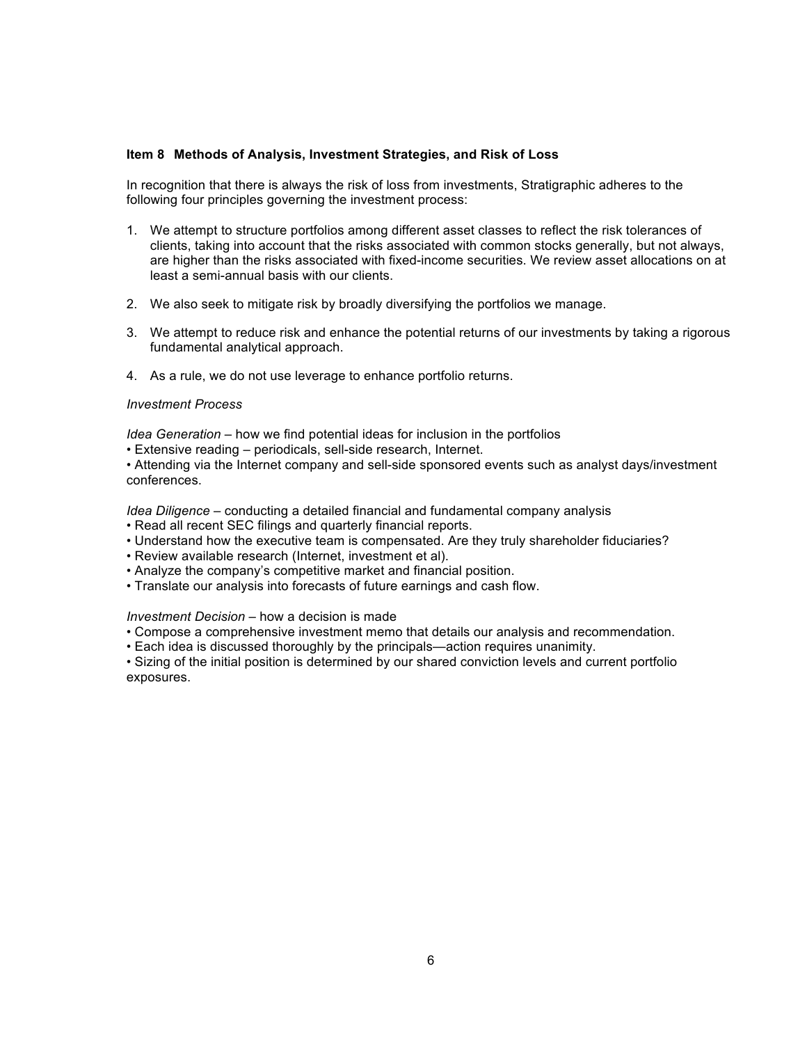## Item 8 Methods of Analysis, Investment Strategies, and Risk of Loss

In recognition that there is always the risk of loss from investments, Stratigraphic adheres to the following four principles governing the investment process:

1. We attempt to structure portfolios among different asset classes to reflect the risk tolerances of clients, taking into account that the risks associated with common stocks generally, but not always, are higher than the risks associated with fixed-income securities. We review asset allocations on at least a semi-annual basis with our clients.

2. We also seek to mitigate risk by broadly diversifying the portfolios we manage.

3. We attempt to reduce risk and enhance the potential returns of our investments by taking a rigorous fundamental analytical approach.

4. As a rule, we do not use leverage to enhance portfolio returns.

*Investment Process*

*Idea Generation* – how we find potential ideas for inclusion in the portfolios

- Extensive reading – periodicals, sell-side research, Internet.
- Attending via the Internet company and sell-side sponsored events such as analyst days/investment conferences.

*Idea Diligence* – conducting a detailed financial and fundamental company analysis

- Read all recent SEC filings and quarterly financial reports.
- Understand how the executive team is compensated. Are they truly shareholder fiduciaries?
- Review available research (Internet, investment et al).
- Analyze the company's competitive market and financial position.
- Translate our analysis into forecasts of future earnings and cash flow.

*Investment Decision* – how a decision is made

- Compose a comprehensive investment memo that details our analysis and recommendation.
- Each idea is discussed thoroughly by the principals—action requires unanimity.
- Sizing of the initial position is determined by our shared conviction levels and current portfolio exposures.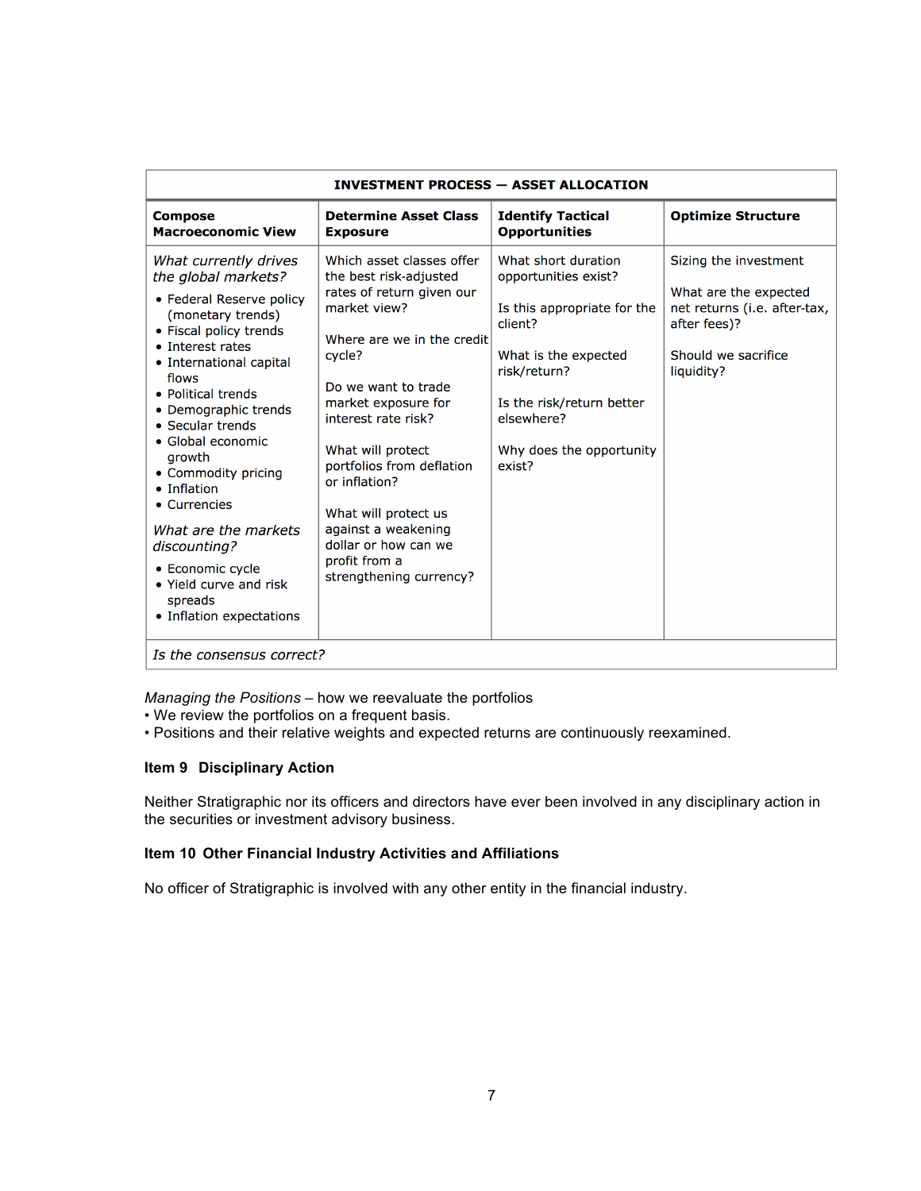| INVESTMENT PROCESS — ASSET ALLOCATION | | | |
|---|---|---|---|
| **Compose Macroeconomic View** | **Determine Asset Class Exposure** | **Identify Tactical Opportunities** | **Optimize Structure** |
| *What currently drives the global markets?*<br>• Federal Reserve policy (monetary trends)<br>• Fiscal policy trends<br>• Interest rates<br>• International capital flows<br>• Political trends<br>• Demographic trends<br>• Secular trends<br>• Global economic growth<br>• Commodity pricing<br>• Inflation<br>• Currencies<br>*What are the markets discounting?*<br>• Economic cycle<br>• Yield curve and risk spreads<br>• Inflation expectations | Which asset classes offer the best risk-adjusted rates of return given our market view?<br><br>Where are we in the credit cycle?<br><br>Do we want to trade market exposure for interest rate risk?<br><br>What will protect portfolios from deflation or inflation?<br><br>What will protect us against a weakening dollar or how can we profit from a strengthening currency? | What short duration opportunities exist?<br><br>Is this appropriate for the client?<br><br>What is the expected risk/return?<br><br>Is the risk/return better elsewhere?<br><br>Why does the opportunity exist? | Sizing the investment<br><br>What are the expected net returns (i.e. after-tax, after fees)?<br><br>Should we sacrifice liquidity? |
| *Is the consensus correct?* | | | |

*Managing the Positions* – how we reevaluate the portfolios
• We review the portfolios on a frequent basis.
• Positions and their relative weights and expected returns are continuously reexamined.

### Item 9 Disciplinary Action

Neither Stratigraphic nor its officers and directors have ever been involved in any disciplinary action in the securities or investment advisory business.

### Item 10 Other Financial Industry Activities and Affiliations

No officer of Stratigraphic is involved with any other entity in the financial industry.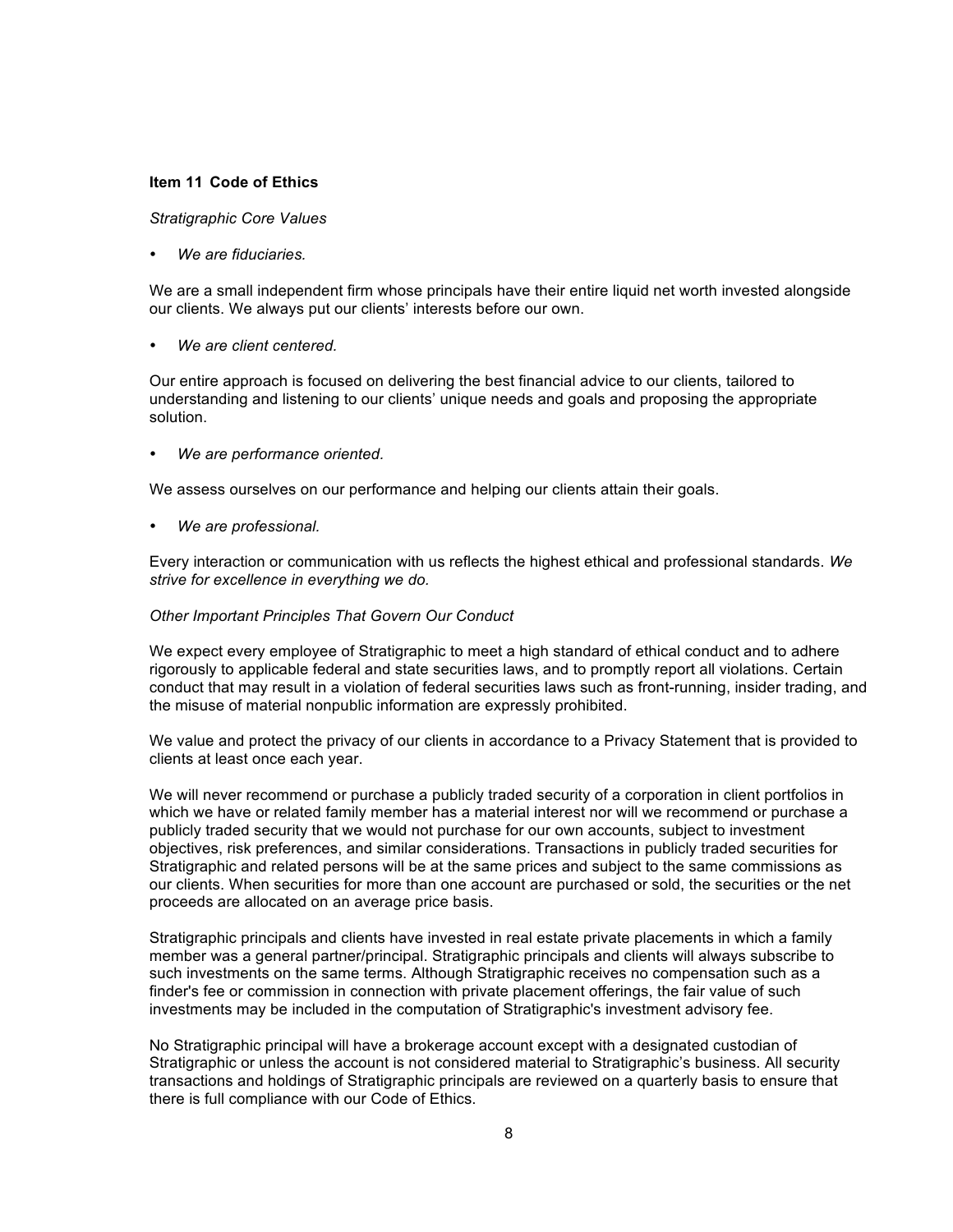### Item 11 Code of Ethics

*Stratigraphic Core Values*

- *We are fiduciaries.*

We are a small independent firm whose principals have their entire liquid net worth invested alongside our clients. We always put our clients' interests before our own.

- *We are client centered.*

Our entire approach is focused on delivering the best financial advice to our clients, tailored to understanding and listening to our clients' unique needs and goals and proposing the appropriate solution.

- *We are performance oriented.*

We assess ourselves on our performance and helping our clients attain their goals.

- *We are professional.*

Every interaction or communication with us reflects the highest ethical and professional standards. *We strive for excellence in everything we do.*

*Other Important Principles That Govern Our Conduct*

We expect every employee of Stratigraphic to meet a high standard of ethical conduct and to adhere rigorously to applicable federal and state securities laws, and to promptly report all violations. Certain conduct that may result in a violation of federal securities laws such as front-running, insider trading, and the misuse of material nonpublic information are expressly prohibited.

We value and protect the privacy of our clients in accordance to a Privacy Statement that is provided to clients at least once each year.

We will never recommend or purchase a publicly traded security of a corporation in client portfolios in which we have or related family member has a material interest nor will we recommend or purchase a publicly traded security that we would not purchase for our own accounts, subject to investment objectives, risk preferences, and similar considerations. Transactions in publicly traded securities for Stratigraphic and related persons will be at the same prices and subject to the same commissions as our clients. When securities for more than one account are purchased or sold, the securities or the net proceeds are allocated on an average price basis.

Stratigraphic principals and clients have invested in real estate private placements in which a family member was a general partner/principal. Stratigraphic principals and clients will always subscribe to such investments on the same terms. Although Stratigraphic receives no compensation such as a finder's fee or commission in connection with private placement offerings, the fair value of such investments may be included in the computation of Stratigraphic's investment advisory fee.

No Stratigraphic principal will have a brokerage account except with a designated custodian of Stratigraphic or unless the account is not considered material to Stratigraphic's business. All security transactions and holdings of Stratigraphic principals are reviewed on a quarterly basis to ensure that there is full compliance with our Code of Ethics.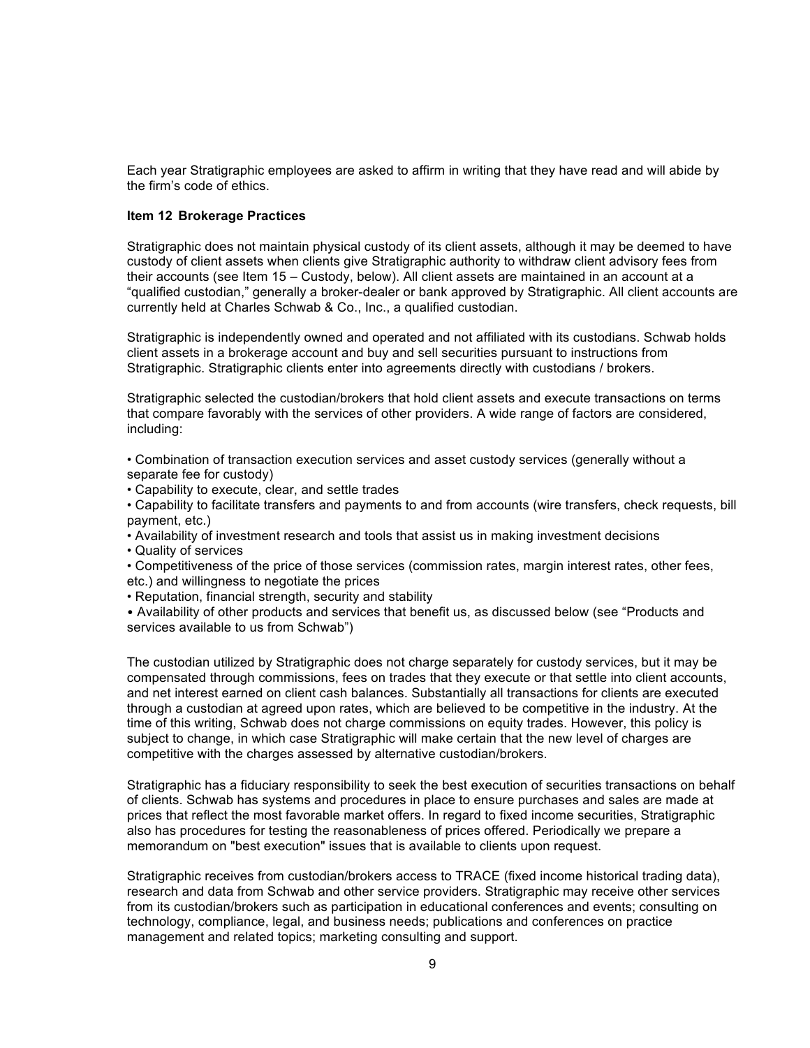Each year Stratigraphic employees are asked to affirm in writing that they have read and will abide by the firm's code of ethics.

**Item 12 Brokerage Practices**

Stratigraphic does not maintain physical custody of its client assets, although it may be deemed to have custody of client assets when clients give Stratigraphic authority to withdraw client advisory fees from their accounts (see Item 15 – Custody, below). All client assets are maintained in an account at a "qualified custodian," generally a broker-dealer or bank approved by Stratigraphic. All client accounts are currently held at Charles Schwab & Co., Inc., a qualified custodian.

Stratigraphic is independently owned and operated and not affiliated with its custodians. Schwab holds client assets in a brokerage account and buy and sell securities pursuant to instructions from Stratigraphic. Stratigraphic clients enter into agreements directly with custodians / brokers.

Stratigraphic selected the custodian/brokers that hold client assets and execute transactions on terms that compare favorably with the services of other providers. A wide range of factors are considered, including:

- Combination of transaction execution services and asset custody services (generally without a separate fee for custody)
- Capability to execute, clear, and settle trades
- Capability to facilitate transfers and payments to and from accounts (wire transfers, check requests, bill payment, etc.)
- Availability of investment research and tools that assist us in making investment decisions
- Quality of services
- Competitiveness of the price of those services (commission rates, margin interest rates, other fees, etc.) and willingness to negotiate the prices
- Reputation, financial strength, security and stability
- Availability of other products and services that benefit us, as discussed below (see "Products and services available to us from Schwab")

The custodian utilized by Stratigraphic does not charge separately for custody services, but it may be compensated through commissions, fees on trades that they execute or that settle into client accounts, and net interest earned on client cash balances. Substantially all transactions for clients are executed through a custodian at agreed upon rates, which are believed to be competitive in the industry. At the time of this writing, Schwab does not charge commissions on equity trades. However, this policy is subject to change, in which case Stratigraphic will make certain that the new level of charges are competitive with the charges assessed by alternative custodian/brokers.

Stratigraphic has a fiduciary responsibility to seek the best execution of securities transactions on behalf of clients. Schwab has systems and procedures in place to ensure purchases and sales are made at prices that reflect the most favorable market offers. In regard to fixed income securities, Stratigraphic also has procedures for testing the reasonableness of prices offered. Periodically we prepare a memorandum on "best execution" issues that is available to clients upon request.

Stratigraphic receives from custodian/brokers access to TRACE (fixed income historical trading data), research and data from Schwab and other service providers. Stratigraphic may receive other services from its custodian/brokers such as participation in educational conferences and events; consulting on technology, compliance, legal, and business needs; publications and conferences on practice management and related topics; marketing consulting and support.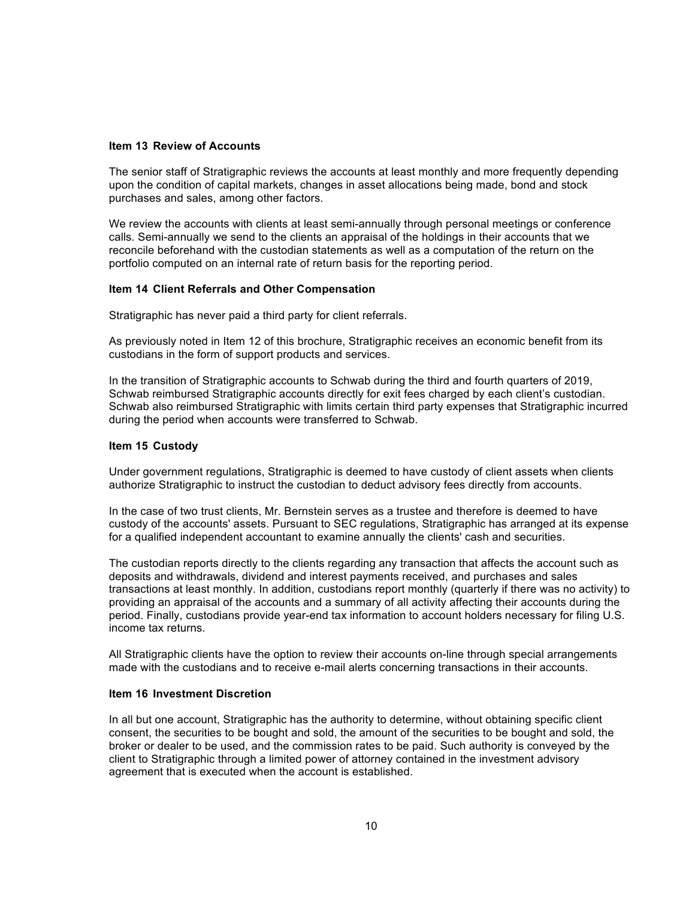### Item 13 Review of Accounts

The senior staff of Stratigraphic reviews the accounts at least monthly and more frequently depending upon the condition of capital markets, changes in asset allocations being made, bond and stock purchases and sales, among other factors.

We review the accounts with clients at least semi-annually through personal meetings or conference calls. Semi-annually we send to the clients an appraisal of the holdings in their accounts that we reconcile beforehand with the custodian statements as well as a computation of the return on the portfolio computed on an internal rate of return basis for the reporting period.

### Item 14 Client Referrals and Other Compensation

Stratigraphic has never paid a third party for client referrals.

As previously noted in Item 12 of this brochure, Stratigraphic receives an economic benefit from its custodians in the form of support products and services.

In the transition of Stratigraphic accounts to Schwab during the third and fourth quarters of 2019, Schwab reimbursed Stratigraphic accounts directly for exit fees charged by each client's custodian. Schwab also reimbursed Stratigraphic with limits certain third party expenses that Stratigraphic incurred during the period when accounts were transferred to Schwab.

### Item 15 Custody

Under government regulations, Stratigraphic is deemed to have custody of client assets when clients authorize Stratigraphic to instruct the custodian to deduct advisory fees directly from accounts.

In the case of two trust clients, Mr. Bernstein serves as a trustee and therefore is deemed to have custody of the accounts' assets. Pursuant to SEC regulations, Stratigraphic has arranged at its expense for a qualified independent accountant to examine annually the clients' cash and securities.

The custodian reports directly to the clients regarding any transaction that affects the account such as deposits and withdrawals, dividend and interest payments received, and purchases and sales transactions at least monthly. In addition, custodians report monthly (quarterly if there was no activity) to providing an appraisal of the accounts and a summary of all activity affecting their accounts during the period. Finally, custodians provide year-end tax information to account holders necessary for filing U.S. income tax returns.

All Stratigraphic clients have the option to review their accounts on-line through special arrangements made with the custodians and to receive e-mail alerts concerning transactions in their accounts.

### Item 16 Investment Discretion

In all but one account, Stratigraphic has the authority to determine, without obtaining specific client consent, the securities to be bought and sold, the amount of the securities to be bought and sold, the broker or dealer to be used, and the commission rates to be paid. Such authority is conveyed by the client to Stratigraphic through a limited power of attorney contained in the investment advisory agreement that is executed when the account is established.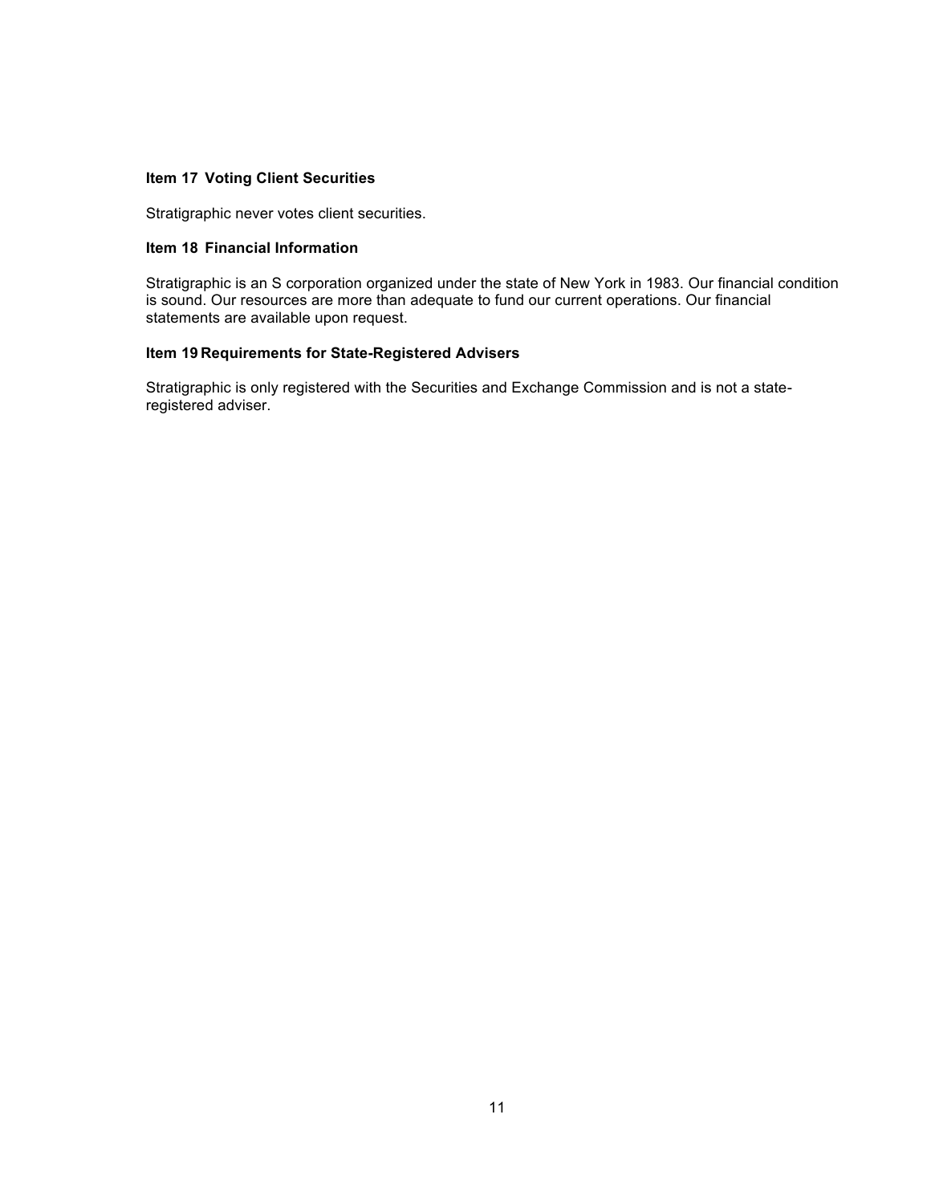### Item 17 Voting Client Securities

Stratigraphic never votes client securities.

### Item 18 Financial Information

Stratigraphic is an S corporation organized under the state of New York in 1983. Our financial condition is sound. Our resources are more than adequate to fund our current operations. Our financial statements are available upon request.

### Item 19 Requirements for State-Registered Advisers

Stratigraphic is only registered with the Securities and Exchange Commission and is not a state-registered adviser.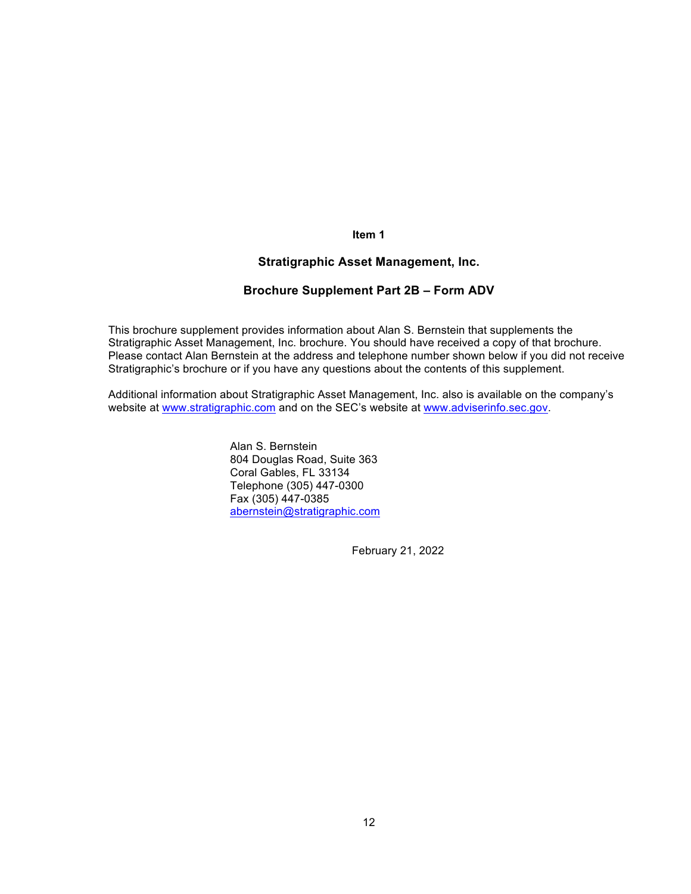**Item 1**

**Stratigraphic Asset Management, Inc.**

**Brochure Supplement Part 2B – Form ADV**

This brochure supplement provides information about Alan S. Bernstein that supplements the Stratigraphic Asset Management, Inc. brochure. You should have received a copy of that brochure. Please contact Alan Bernstein at the address and telephone number shown below if you did not receive Stratigraphic's brochure or if you have any questions about the contents of this supplement.

Additional information about Stratigraphic Asset Management, Inc. also is available on the company's website at www.stratigraphic.com and on the SEC's website at www.adviserinfo.sec.gov.

Alan S. Bernstein
804 Douglas Road, Suite 363
Coral Gables, FL 33134
Telephone (305) 447-0300
Fax (305) 447-0385
abernstein@stratigraphic.com

February 21, 2022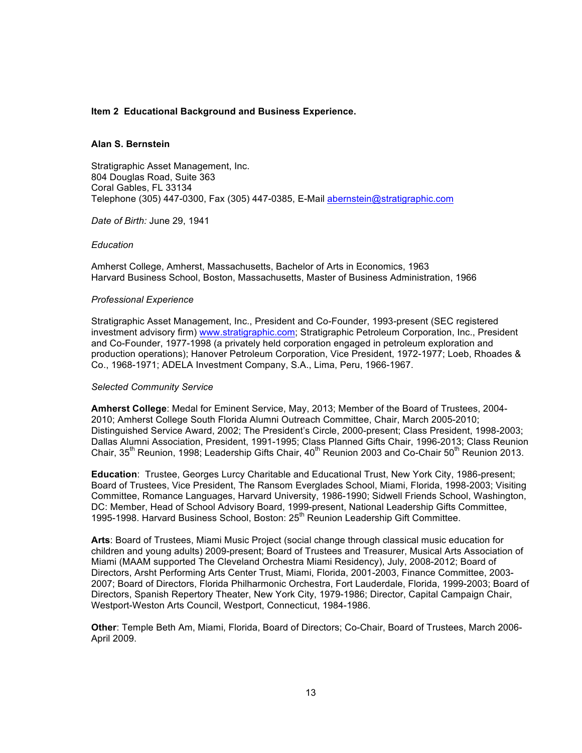### Item 2 Educational Background and Business Experience.

**Alan S. Bernstein**

Stratigraphic Asset Management, Inc.
804 Douglas Road, Suite 363
Coral Gables, FL 33134
Telephone (305) 447-0300, Fax (305) 447-0385, E-Mail abernstein@stratigraphic.com

*Date of Birth:* June 29, 1941

*Education*

Amherst College, Amherst, Massachusetts, Bachelor of Arts in Economics, 1963
Harvard Business School, Boston, Massachusetts, Master of Business Administration, 1966

*Professional Experience*

Stratigraphic Asset Management, Inc., President and Co-Founder, 1993-present (SEC registered investment advisory firm) www.stratigraphic.com; Stratigraphic Petroleum Corporation, Inc., President and Co-Founder, 1977-1998 (a privately held corporation engaged in petroleum exploration and production operations); Hanover Petroleum Corporation, Vice President, 1972-1977; Loeb, Rhoades & Co., 1968-1971; ADELA Investment Company, S.A., Lima, Peru, 1966-1967.

*Selected Community Service*

**Amherst College**: Medal for Eminent Service, May, 2013; Member of the Board of Trustees, 2004-2010; Amherst College South Florida Alumni Outreach Committee, Chair, March 2005-2010; Distinguished Service Award, 2002; The President's Circle, 2000-present; Class President, 1998-2003; Dallas Alumni Association, President, 1991-1995; Class Planned Gifts Chair, 1996-2013; Class Reunion Chair, 35th Reunion, 1998; Leadership Gifts Chair, 40th Reunion 2003 and Co-Chair 50th Reunion 2013.

**Education**: Trustee, Georges Lurcy Charitable and Educational Trust, New York City, 1986-present; Board of Trustees, Vice President, The Ransom Everglades School, Miami, Florida, 1998-2003; Visiting Committee, Romance Languages, Harvard University, 1986-1990; Sidwell Friends School, Washington, DC: Member, Head of School Advisory Board, 1999-present, National Leadership Gifts Committee, 1995-1998. Harvard Business School, Boston: 25th Reunion Leadership Gift Committee.

**Arts**: Board of Trustees, Miami Music Project (social change through classical music education for children and young adults) 2009-present; Board of Trustees and Treasurer, Musical Arts Association of Miami (MAAM supported The Cleveland Orchestra Miami Residency), July, 2008-2012; Board of Directors, Arsht Performing Arts Center Trust, Miami, Florida, 2001-2003, Finance Committee, 2003-2007; Board of Directors, Florida Philharmonic Orchestra, Fort Lauderdale, Florida, 1999-2003; Board of Directors, Spanish Repertory Theater, New York City, 1979-1986; Director, Capital Campaign Chair, Westport-Weston Arts Council, Westport, Connecticut, 1984-1986.

**Other**: Temple Beth Am, Miami, Florida, Board of Directors; Co-Chair, Board of Trustees, March 2006-April 2009.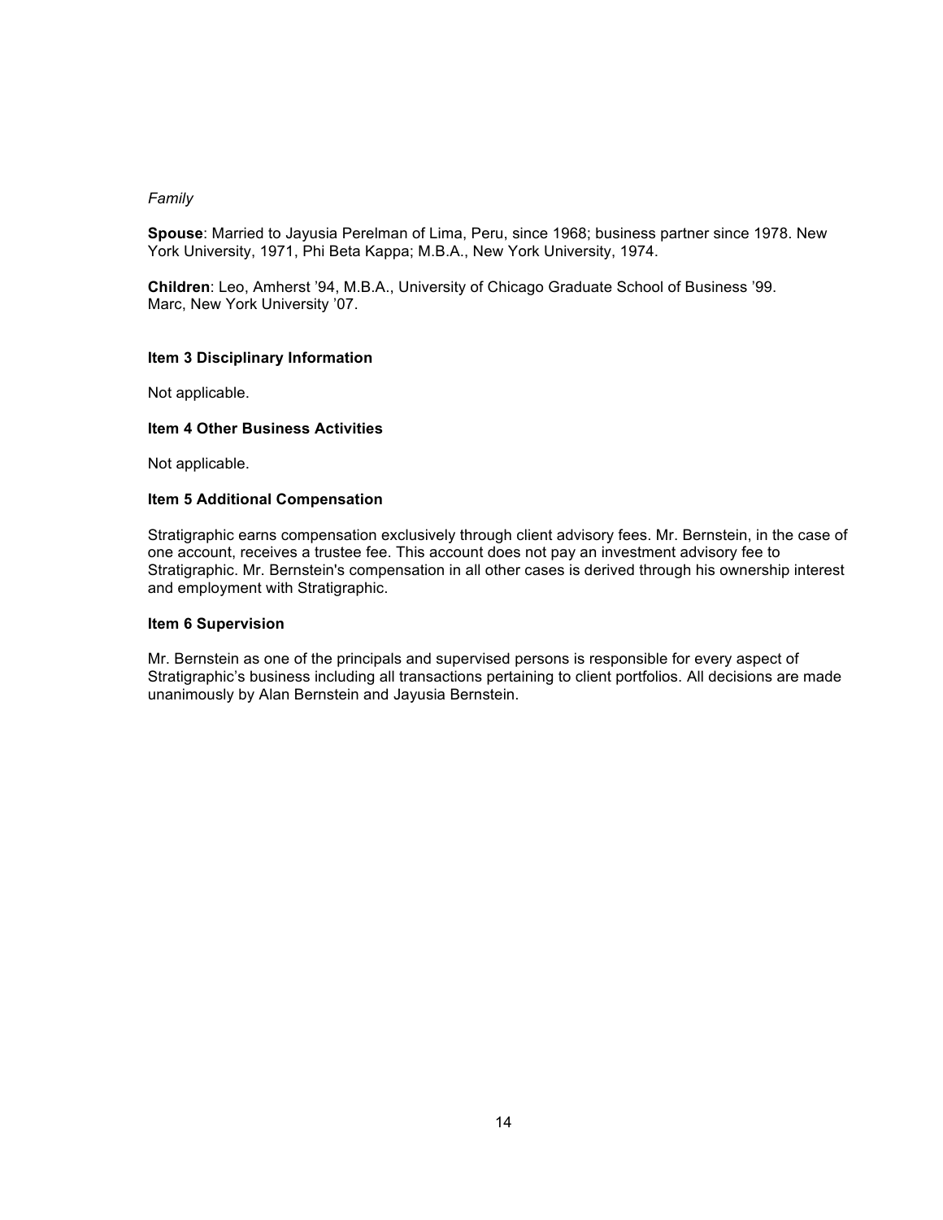*Family*

**Spouse**: Married to Jayusia Perelman of Lima, Peru, since 1968; business partner since 1978. New York University, 1971, Phi Beta Kappa; M.B.A., New York University, 1974.

**Children**: Leo, Amherst '94, M.B.A., University of Chicago Graduate School of Business '99. Marc, New York University '07.

### Item 3 Disciplinary Information

Not applicable.

### Item 4 Other Business Activities

Not applicable.

### Item 5 Additional Compensation

Stratigraphic earns compensation exclusively through client advisory fees. Mr. Bernstein, in the case of one account, receives a trustee fee. This account does not pay an investment advisory fee to Stratigraphic. Mr. Bernstein's compensation in all other cases is derived through his ownership interest and employment with Stratigraphic.

### Item 6 Supervision

Mr. Bernstein as one of the principals and supervised persons is responsible for every aspect of Stratigraphic's business including all transactions pertaining to client portfolios. All decisions are made unanimously by Alan Bernstein and Jayusia Bernstein.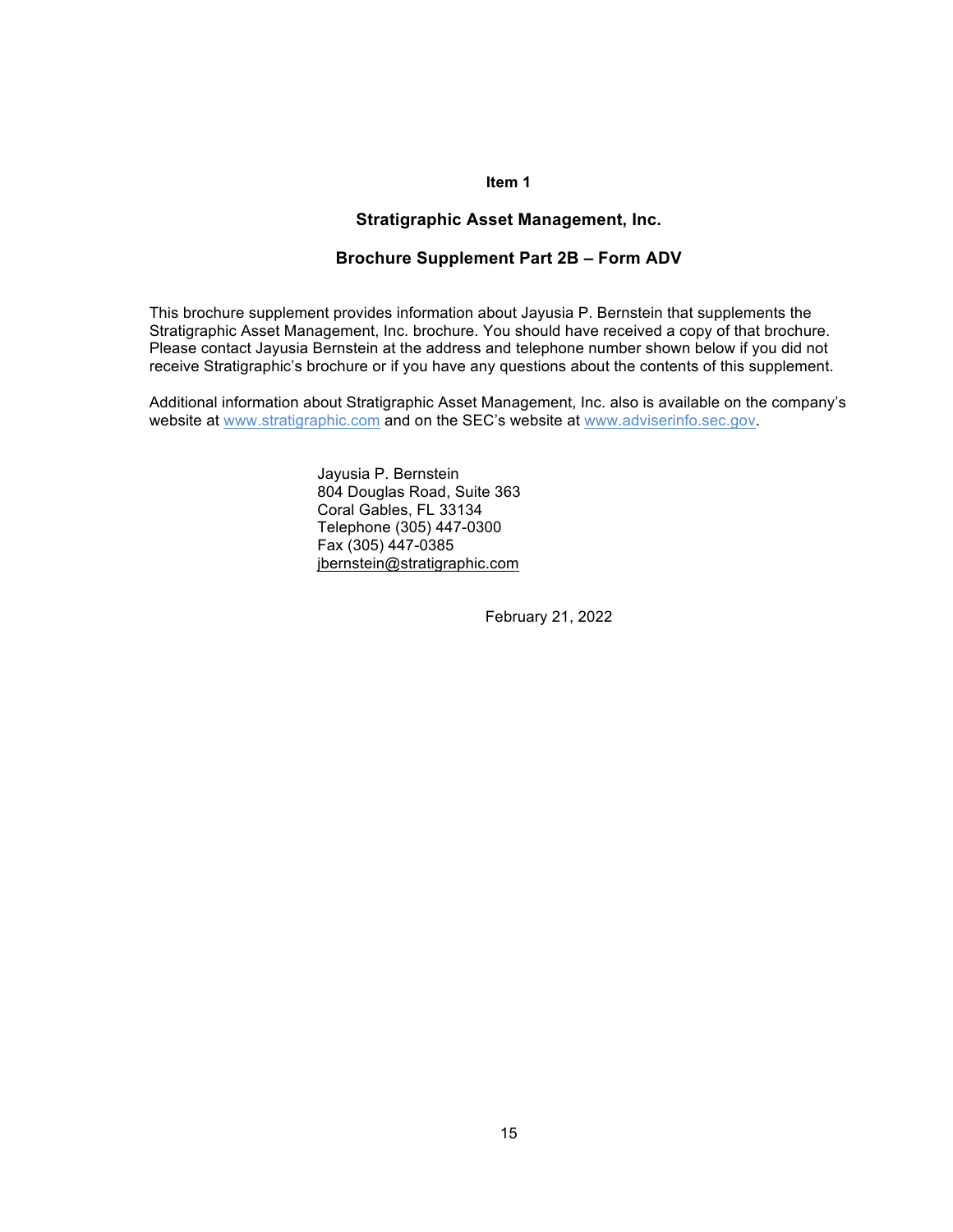**Item 1**

**Stratigraphic Asset Management, Inc.**

**Brochure Supplement Part 2B – Form ADV**

This brochure supplement provides information about Jayusia P. Bernstein that supplements the Stratigraphic Asset Management, Inc. brochure. You should have received a copy of that brochure. Please contact Jayusia Bernstein at the address and telephone number shown below if you did not receive Stratigraphic's brochure or if you have any questions about the contents of this supplement.

Additional information about Stratigraphic Asset Management, Inc. also is available on the company's website at www.stratigraphic.com and on the SEC's website at www.adviserinfo.sec.gov.

Jayusia P. Bernstein
804 Douglas Road, Suite 363
Coral Gables, FL 33134
Telephone (305) 447-0300
Fax (305) 447-0385
jbernstein@stratigraphic.com

February 21, 2022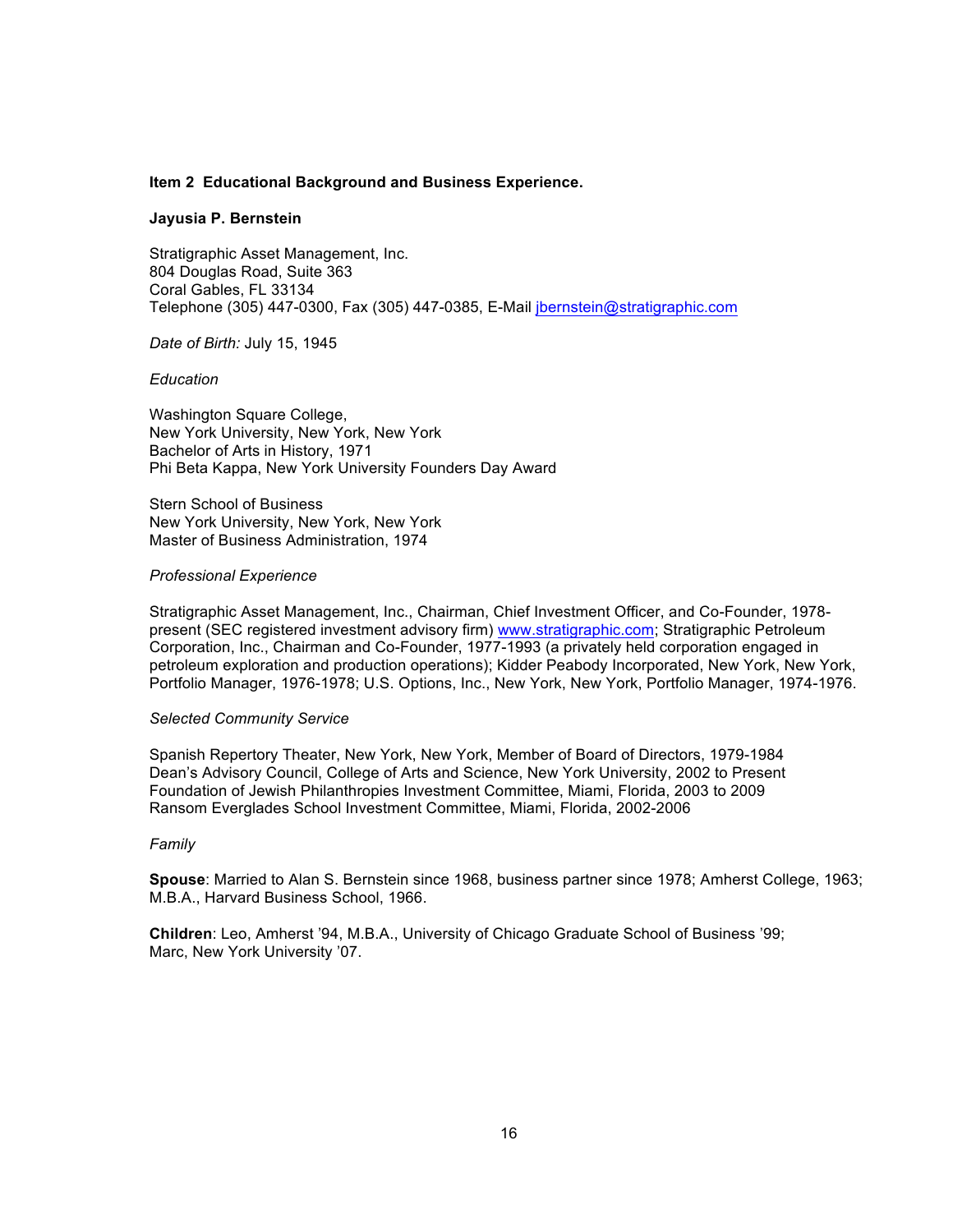**Item 2 Educational Background and Business Experience.**

**Jayusia P. Bernstein**

Stratigraphic Asset Management, Inc.
804 Douglas Road, Suite 363
Coral Gables, FL 33134
Telephone (305) 447-0300, Fax (305) 447-0385, E-Mail jbernstein@stratigraphic.com

*Date of Birth:* July 15, 1945

*Education*

Washington Square College,
New York University, New York, New York
Bachelor of Arts in History, 1971
Phi Beta Kappa, New York University Founders Day Award

Stern School of Business
New York University, New York, New York
Master of Business Administration, 1974

*Professional Experience*

Stratigraphic Asset Management, Inc., Chairman, Chief Investment Officer, and Co-Founder, 1978-present (SEC registered investment advisory firm) www.stratigraphic.com; Stratigraphic Petroleum Corporation, Inc., Chairman and Co-Founder, 1977-1993 (a privately held corporation engaged in petroleum exploration and production operations); Kidder Peabody Incorporated, New York, New York, Portfolio Manager, 1976-1978; U.S. Options, Inc., New York, New York, Portfolio Manager, 1974-1976.

*Selected Community Service*

Spanish Repertory Theater, New York, New York, Member of Board of Directors, 1979-1984
Dean's Advisory Council, College of Arts and Science, New York University, 2002 to Present
Foundation of Jewish Philanthropies Investment Committee, Miami, Florida, 2003 to 2009
Ransom Everglades School Investment Committee, Miami, Florida, 2002-2006

*Family*

**Spouse**: Married to Alan S. Bernstein since 1968, business partner since 1978; Amherst College, 1963; M.B.A., Harvard Business School, 1966.

**Children**: Leo, Amherst '94, M.B.A., University of Chicago Graduate School of Business '99; Marc, New York University '07.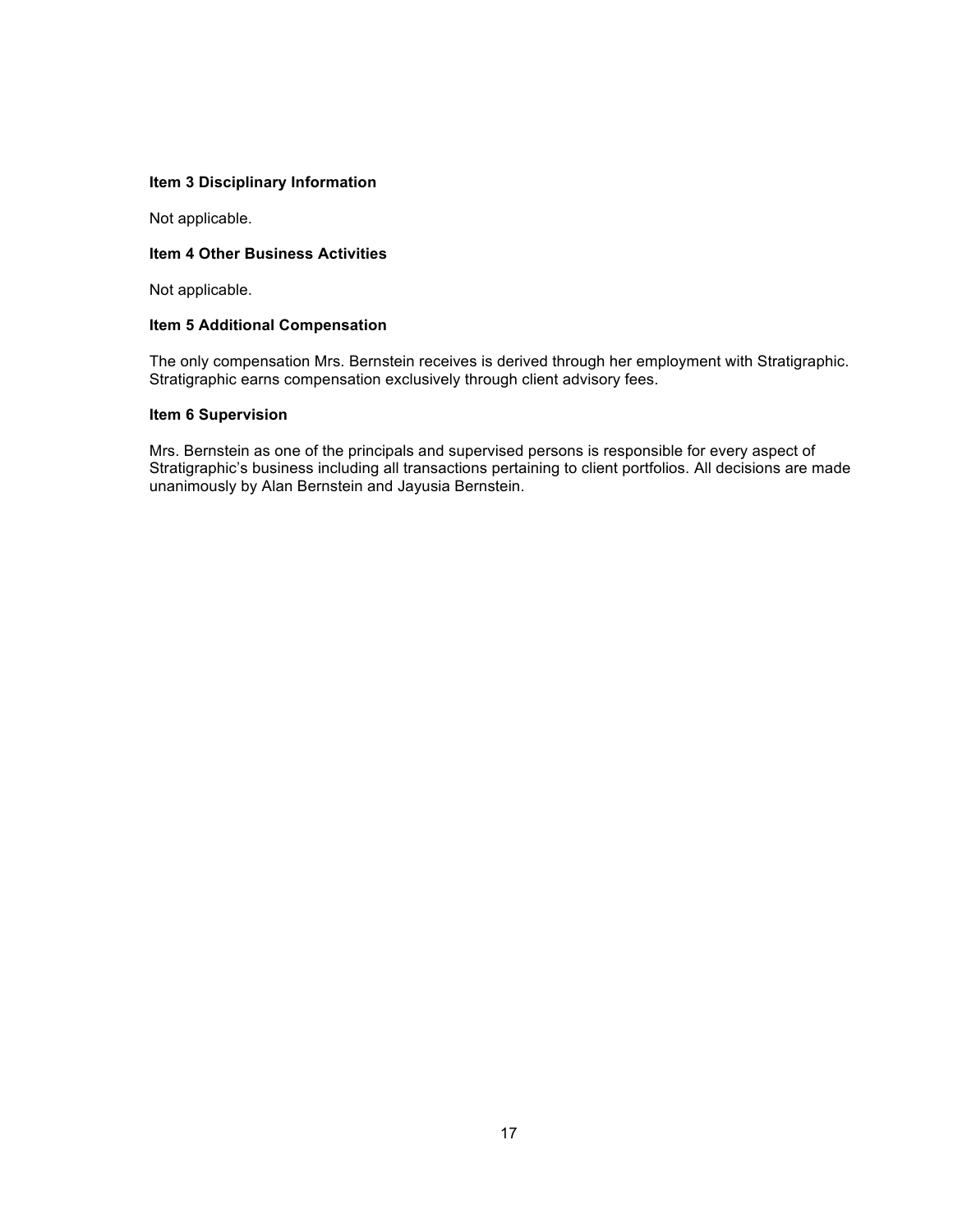### Item 3 Disciplinary Information

Not applicable.

### Item 4 Other Business Activities

Not applicable.

### Item 5 Additional Compensation

The only compensation Mrs. Bernstein receives is derived through her employment with Stratigraphic. Stratigraphic earns compensation exclusively through client advisory fees.

### Item 6 Supervision

Mrs. Bernstein as one of the principals and supervised persons is responsible for every aspect of Stratigraphic's business including all transactions pertaining to client portfolios. All decisions are made unanimously by Alan Bernstein and Jayusia Bernstein.